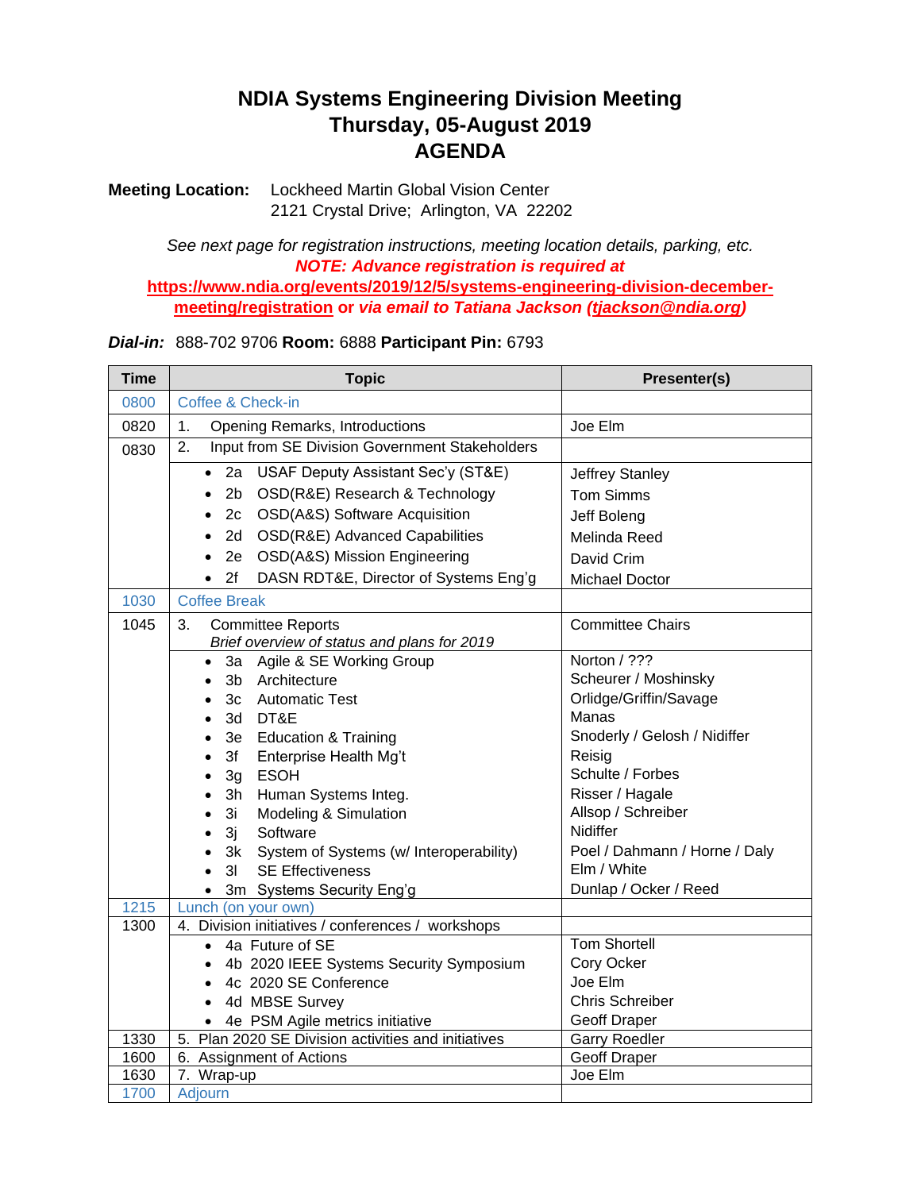# NDIA Systems Engineering Division Meeting
## Thursday, 05-August 2019
## AGENDA

**Meeting Location:** Lockheed Martin Global Vision Center
2121 Crystal Drive; Arlington, VA 22202

*See next page for registration instructions, meeting location details, parking, etc.*
***NOTE: Advance registration is required at***
**https://www.ndia.org/events/2019/12/5/systems-engineering-division-december-meeting/registration** **or** ***via email to Tatiana Jackson (tjackson@ndia.org)***

***Dial-in:*** 888-702 9706 **Room:** 6888 **Participant Pin:** 6793

| Time | Topic | Presenter(s) |
|---|---|---|
| 0800 | Coffee & Check-in | |
| 0820 | 1. Opening Remarks, Introductions | Joe Elm |
| 0830 | 2. Input from SE Division Government Stakeholders | |
| | • 2a USAF Deputy Assistant Sec'y (ST&E) | Jeffrey Stanley |
| | • 2b OSD(R&E) Research & Technology | Tom Simms |
| | • 2c OSD(A&S) Software Acquisition | Jeff Boleng |
| | • 2d OSD(R&E) Advanced Capabilities | Melinda Reed |
| | • 2e OSD(A&S) Mission Engineering | David Crim |
| | • 2f DASN RDT&E, Director of Systems Eng'g | Michael Doctor |
| 1030 | Coffee Break | |
| 1045 | 3. Committee Reports *Brief overview of status and plans for 2019* | Committee Chairs |
| | • 3a Agile & SE Working Group | Norton / ??? |
| | • 3b Architecture | Scheurer / Moshinsky |
| | • 3c Automatic Test | Orlidge/Griffin/Savage |
| | • 3d DT&E | Manas |
| | • 3e Education & Training | Snoderly / Gelosh / Nidiffer |
| | • 3f Enterprise Health Mg't | Reisig |
| | • 3g ESOH | Schulte / Forbes |
| | • 3h Human Systems Integ. | Risser / Hagale |
| | • 3i Modeling & Simulation | Allsop / Schreiber |
| | • 3j Software | Nidiffer |
| | • 3k System of Systems (w/ Interoperability) | Poel / Dahmann / Horne / Daly |
| | • 3l SE Effectiveness | Elm / White |
| | • 3m Systems Security Eng'g | Dunlap / Ocker / Reed |
| 1215 | Lunch (on your own) | |
| 1300 | 4. Division initiatives / conferences / workshops | |
| | • 4a Future of SE | Tom Shortell |
| | • 4b 2020 IEEE Systems Security Symposium | Cory Ocker |
| | • 4c 2020 SE Conference | Joe Elm |
| | • 4d MBSE Survey | Chris Schreiber |
| | • 4e PSM Agile metrics initiative | Geoff Draper |
| 1330 | 5. Plan 2020 SE Division activities and initiatives | Garry Roedler |
| 1600 | 6. Assignment of Actions | Geoff Draper |
| 1630 | 7. Wrap-up | Joe Elm |
| 1700 | Adjourn | |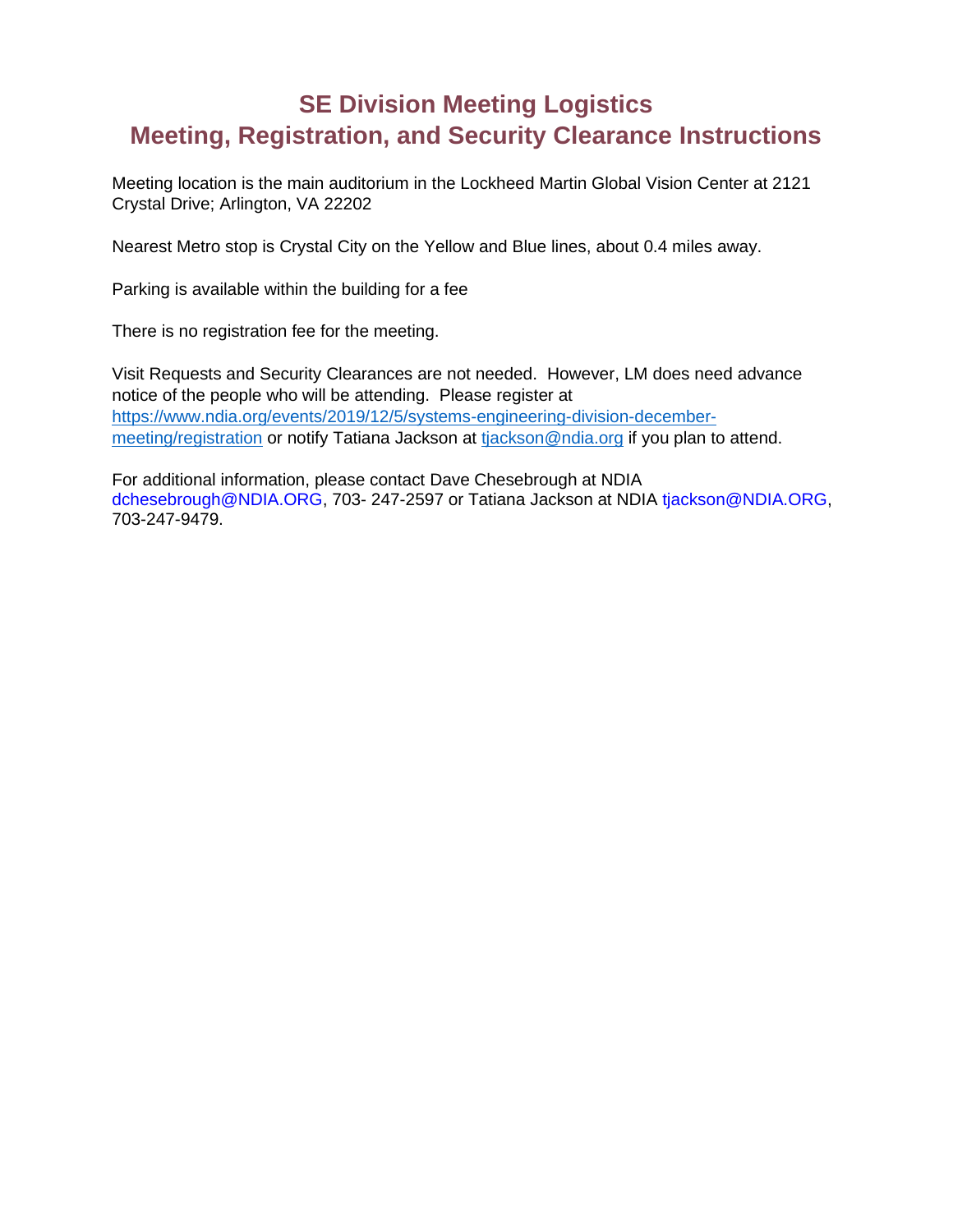# SE Division Meeting Logistics
# Meeting, Registration, and Security Clearance Instructions

Meeting location is the main auditorium in the Lockheed Martin Global Vision Center at 2121 Crystal Drive; Arlington, VA 22202

Nearest Metro stop is Crystal City on the Yellow and Blue lines, about 0.4 miles away.

Parking is available within the building for a fee

There is no registration fee for the meeting.

Visit Requests and Security Clearances are not needed. However, LM does need advance notice of the people who will be attending. Please register at https://www.ndia.org/events/2019/12/5/systems-engineering-division-december-meeting/registration or notify Tatiana Jackson at tjackson@ndia.org if you plan to attend.

For additional information, please contact Dave Chesebrough at NDIA dchesebrough@NDIA.ORG, 703- 247-2597 or Tatiana Jackson at NDIA tjackson@NDIA.ORG, 703-247-9479.